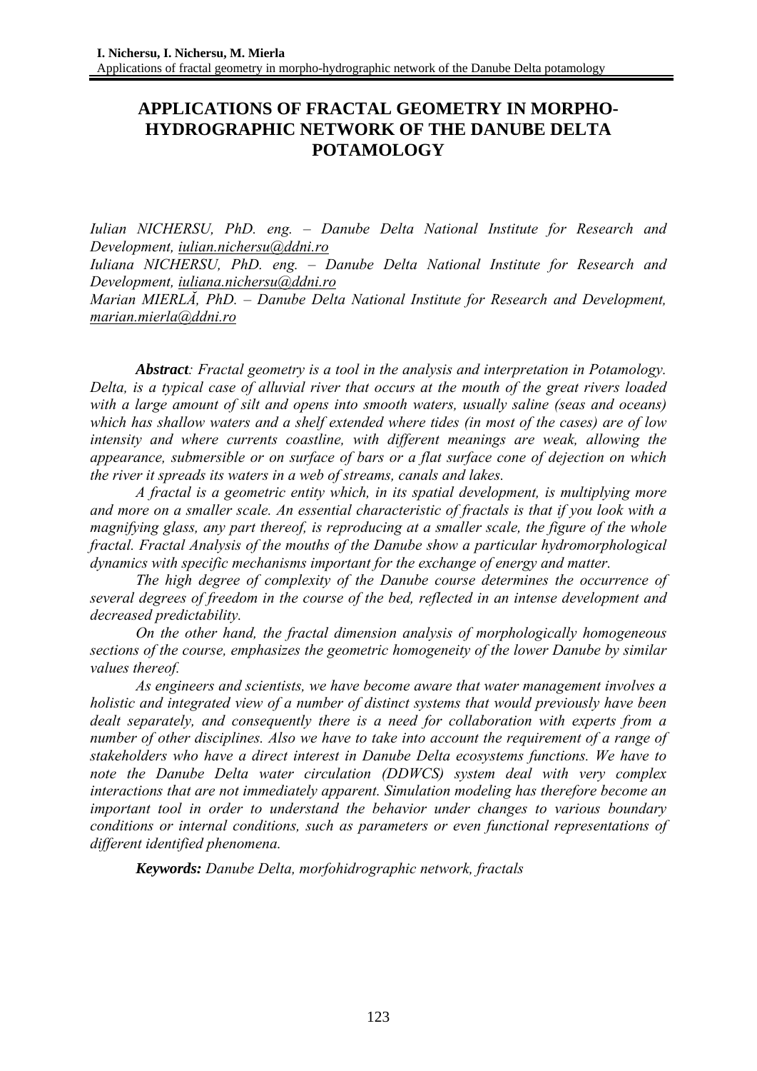# APPLICATIONS OF FRACTAL GEOMETRY IN MORPHO-HYDROGRAPHIC NETWORK OF THE DANUBE DELTA POTAMOLOGY

*Iulian NICHERSU, PhD. eng. – Danube Delta National Institute for Research and Development, iulian.nichersu@ddni.ro*

*Iuliana NICHERSU, PhD. eng. – Danube Delta National Institute for Research and Development, iuliana.nichersu@ddni.ro*

*Marian MIERLĂ, PhD. – Danube Delta National Institute for Research and Development, marian.mierla@ddni.ro*

***Abstract**: Fractal geometry is a tool in the analysis and interpretation in Potamology. Delta, is a typical case of alluvial river that occurs at the mouth of the great rivers loaded with a large amount of silt and opens into smooth waters, usually saline (seas and oceans) which has shallow waters and a shelf extended where tides (in most of the cases) are of low intensity and where currents coastline, with different meanings are weak, allowing the appearance, submersible or on surface of bars or a flat surface cone of dejection on which the river it spreads its waters in a web of streams, canals and lakes.*

*A fractal is a geometric entity which, in its spatial development, is multiplying more and more on a smaller scale. An essential characteristic of fractals is that if you look with a magnifying glass, any part thereof, is reproducing at a smaller scale, the figure of the whole fractal. Fractal Analysis of the mouths of the Danube show a particular hydromorphological dynamics with specific mechanisms important for the exchange of energy and matter.*

*The high degree of complexity of the Danube course determines the occurrence of several degrees of freedom in the course of the bed, reflected in an intense development and decreased predictability.*

*On the other hand, the fractal dimension analysis of morphologically homogeneous sections of the course, emphasizes the geometric homogeneity of the lower Danube by similar values thereof.*

*As engineers and scientists, we have become aware that water management involves a holistic and integrated view of a number of distinct systems that would previously have been dealt separately, and consequently there is a need for collaboration with experts from a number of other disciplines. Also we have to take into account the requirement of a range of stakeholders who have a direct interest in Danube Delta ecosystems functions. We have to note the Danube Delta water circulation (DDWCS) system deal with very complex interactions that are not immediately apparent. Simulation modeling has therefore become an important tool in order to understand the behavior under changes to various boundary conditions or internal conditions, such as parameters or even functional representations of different identified phenomena.*

***Keywords:** Danube Delta, morfohidrographic network, fractals*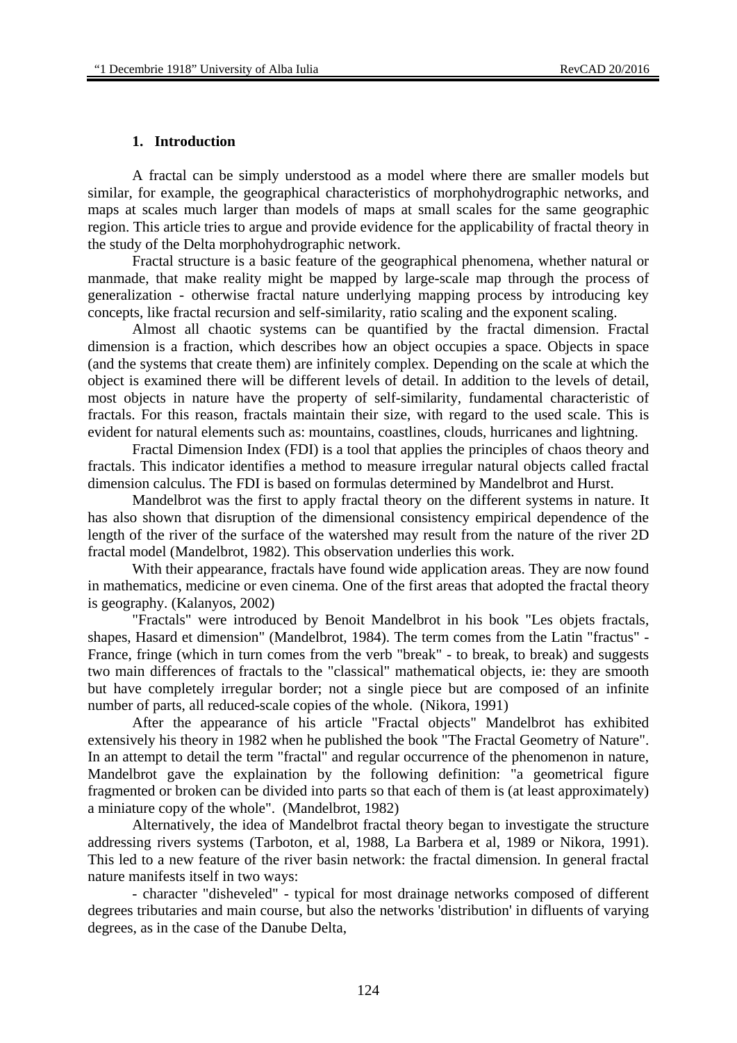## 1. Introduction

A fractal can be simply understood as a model where there are smaller models but similar, for example, the geographical characteristics of morphohydrographic networks, and maps at scales much larger than models of maps at small scales for the same geographic region. This article tries to argue and provide evidence for the applicability of fractal theory in the study of the Delta morphohydrographic network.

Fractal structure is a basic feature of the geographical phenomena, whether natural or manmade, that make reality might be mapped by large-scale map through the process of generalization - otherwise fractal nature underlying mapping process by introducing key concepts, like fractal recursion and self-similarity, ratio scaling and the exponent scaling.

Almost all chaotic systems can be quantified by the fractal dimension. Fractal dimension is a fraction, which describes how an object occupies a space. Objects in space (and the systems that create them) are infinitely complex. Depending on the scale at which the object is examined there will be different levels of detail. In addition to the levels of detail, most objects in nature have the property of self-similarity, fundamental characteristic of fractals. For this reason, fractals maintain their size, with regard to the used scale. This is evident for natural elements such as: mountains, coastlines, clouds, hurricanes and lightning.

Fractal Dimension Index (FDI) is a tool that applies the principles of chaos theory and fractals. This indicator identifies a method to measure irregular natural objects called fractal dimension calculus. The FDI is based on formulas determined by Mandelbrot and Hurst.

Mandelbrot was the first to apply fractal theory on the different systems in nature. It has also shown that disruption of the dimensional consistency empirical dependence of the length of the river of the surface of the watershed may result from the nature of the river 2D fractal model (Mandelbrot, 1982). This observation underlies this work.

With their appearance, fractals have found wide application areas. They are now found in mathematics, medicine or even cinema. One of the first areas that adopted the fractal theory is geography. (Kalanyos, 2002)

"Fractals" were introduced by Benoit Mandelbrot in his book "Les objets fractals, shapes, Hasard et dimension" (Mandelbrot, 1984). The term comes from the Latin "fractus" - France, fringe (which in turn comes from the verb "break" - to break, to break) and suggests two main differences of fractals to the "classical" mathematical objects, ie: they are smooth but have completely irregular border; not a single piece but are composed of an infinite number of parts, all reduced-scale copies of the whole. (Nikora, 1991)

After the appearance of his article "Fractal objects" Mandelbrot has exhibited extensively his theory in 1982 when he published the book "The Fractal Geometry of Nature". In an attempt to detail the term "fractal" and regular occurrence of the phenomenon in nature, Mandelbrot gave the explaination by the following definition: "a geometrical figure fragmented or broken can be divided into parts so that each of them is (at least approximately) a miniature copy of the whole". (Mandelbrot, 1982)

Alternatively, the idea of Mandelbrot fractal theory began to investigate the structure addressing rivers systems (Tarboton, et al, 1988, La Barbera et al, 1989 or Nikora, 1991). This led to a new feature of the river basin network: the fractal dimension. In general fractal nature manifests itself in two ways:

- character "disheveled" - typical for most drainage networks composed of different degrees tributaries and main course, but also the networks 'distribution' in difluents of varying degrees, as in the case of the Danube Delta,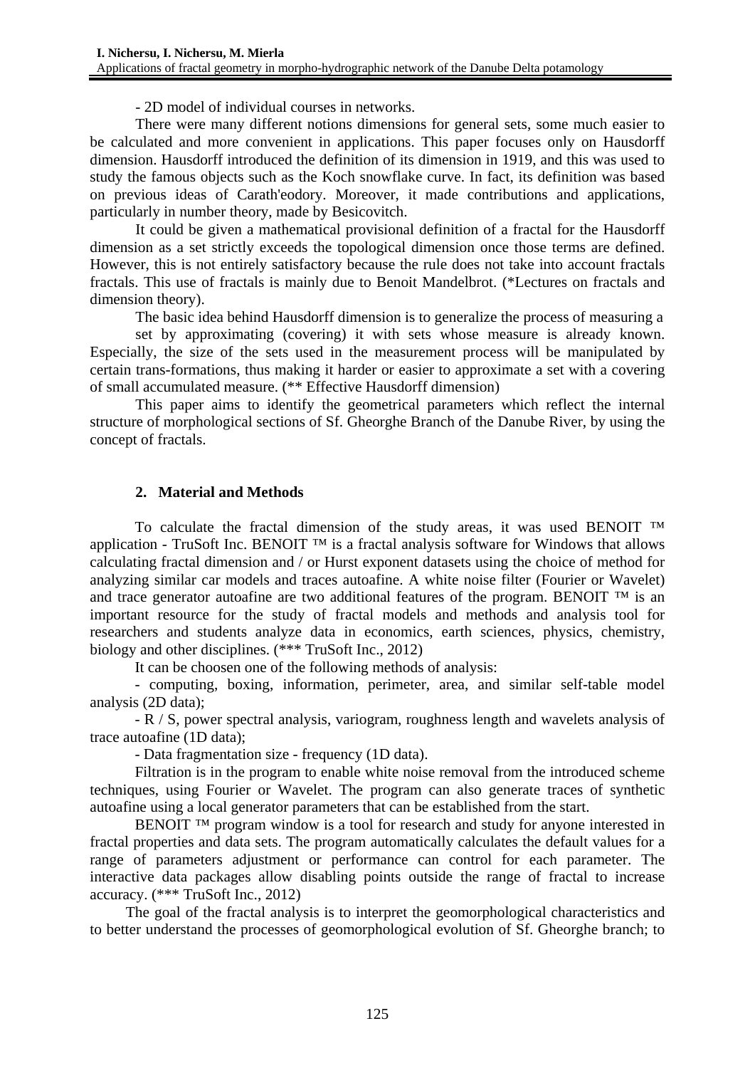- 2D model of individual courses in networks.

There were many different notions dimensions for general sets, some much easier to be calculated and more convenient in applications. This paper focuses only on Hausdorff dimension. Hausdorff introduced the definition of its dimension in 1919, and this was used to study the famous objects such as the Koch snowflake curve. In fact, its definition was based on previous ideas of Carath'eodory. Moreover, it made contributions and applications, particularly in number theory, made by Besicovitch.

It could be given a mathematical provisional definition of a fractal for the Hausdorff dimension as a set strictly exceeds the topological dimension once those terms are defined. However, this is not entirely satisfactory because the rule does not take into account fractals fractals. This use of fractals is mainly due to Benoit Mandelbrot. (*Lectures on fractals and dimension theory).

The basic idea behind Hausdorff dimension is to generalize the process of measuring a set by approximating (covering) it with sets whose measure is already known. Especially, the size of the sets used in the measurement process will be manipulated by certain trans-formations, thus making it harder or easier to approximate a set with a covering of small accumulated measure. (** Effective Hausdorff dimension)

This paper aims to identify the geometrical parameters which reflect the internal structure of morphological sections of Sf. Gheorghe Branch of the Danube River, by using the concept of fractals.

## 2. Material and Methods

To calculate the fractal dimension of the study areas, it was used BENOIT ™ application - TruSoft Inc. BENOIT ™ is a fractal analysis software for Windows that allows calculating fractal dimension and / or Hurst exponent datasets using the choice of method for analyzing similar car models and traces autoafine. A white noise filter (Fourier or Wavelet) and trace generator autoafine are two additional features of the program. BENOIT ™ is an important resource for the study of fractal models and methods and analysis tool for researchers and students analyze data in economics, earth sciences, physics, chemistry, biology and other disciplines. (*** TruSoft Inc., 2012)

It can be choosen one of the following methods of analysis:

- computing, boxing, information, perimeter, area, and similar self-table model analysis (2D data);

- R / S, power spectral analysis, variogram, roughness length and wavelets analysis of trace autoafine (1D data);

- Data fragmentation size - frequency (1D data).

Filtration is in the program to enable white noise removal from the introduced scheme techniques, using Fourier or Wavelet. The program can also generate traces of synthetic autoafine using a local generator parameters that can be established from the start.

BENOIT ™ program window is a tool for research and study for anyone interested in fractal properties and data sets. The program automatically calculates the default values for a range of parameters adjustment or performance can control for each parameter. The interactive data packages allow disabling points outside the range of fractal to increase accuracy. (*** TruSoft Inc., 2012)

The goal of the fractal analysis is to interpret the geomorphological characteristics and to better understand the processes of geomorphological evolution of Sf. Gheorghe branch; to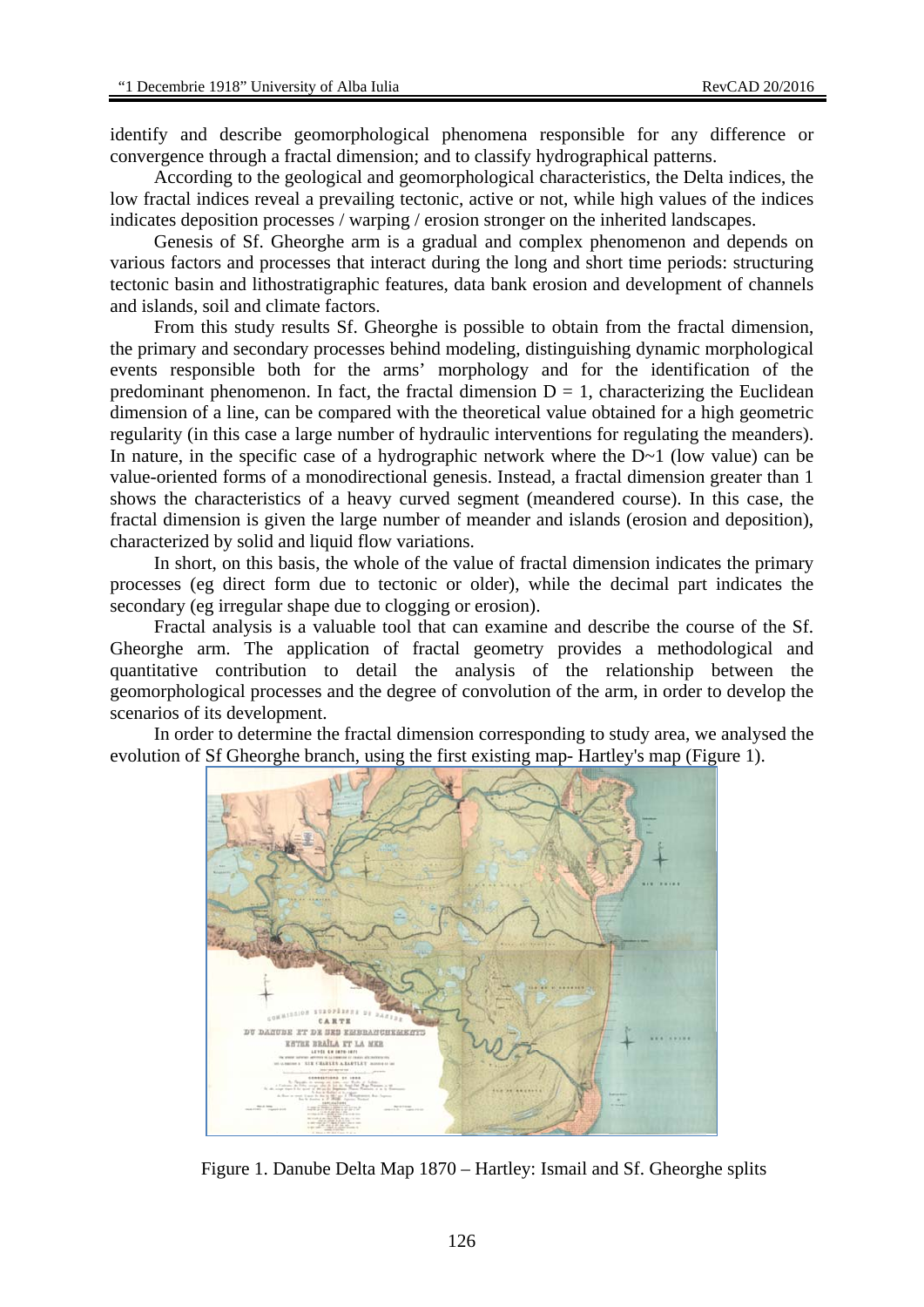identify and describe geomorphological phenomena responsible for any difference or convergence through a fractal dimension; and to classify hydrographical patterns.

According to the geological and geomorphological characteristics, the Delta indices, the low fractal indices reveal a prevailing tectonic, active or not, while high values of the indices indicates deposition processes / warping / erosion stronger on the inherited landscapes.

Genesis of Sf. Gheorghe arm is a gradual and complex phenomenon and depends on various factors and processes that interact during the long and short time periods: structuring tectonic basin and lithostratigraphic features, data bank erosion and development of channels and islands, soil and climate factors.

From this study results Sf. Gheorghe is possible to obtain from the fractal dimension, the primary and secondary processes behind modeling, distinguishing dynamic morphological events responsible both for the arms' morphology and for the identification of the predominant phenomenon. In fact, the fractal dimension $D = 1$, characterizing the Euclidean dimension of a line, can be compared with the theoretical value obtained for a high geometric regularity (in this case a large number of hydraulic interventions for regulating the meanders). In nature, in the specific case of a hydrographic network where the $D \sim 1$ (low value) can be value-oriented forms of a monodirectional genesis. Instead, a fractal dimension greater than 1 shows the characteristics of a heavy curved segment (meandered course). In this case, the fractal dimension is given the large number of meander and islands (erosion and deposition), characterized by solid and liquid flow variations.

In short, on this basis, the whole of the value of fractal dimension indicates the primary processes (eg direct form due to tectonic or older), while the decimal part indicates the secondary (eg irregular shape due to clogging or erosion).

Fractal analysis is a valuable tool that can examine and describe the course of the Sf. Gheorghe arm. The application of fractal geometry provides a methodological and quantitative contribution to detail the analysis of the relationship between the geomorphological processes and the degree of convolution of the arm, in order to develop the scenarios of its development.

In order to determine the fractal dimension corresponding to study area, we analysed the evolution of Sf Gheorghe branch, using the first existing map- Hartley's map (Figure 1).

Figure 1. Danube Delta Map 1870 – Hartley: Ismail and Sf. Gheorghe splits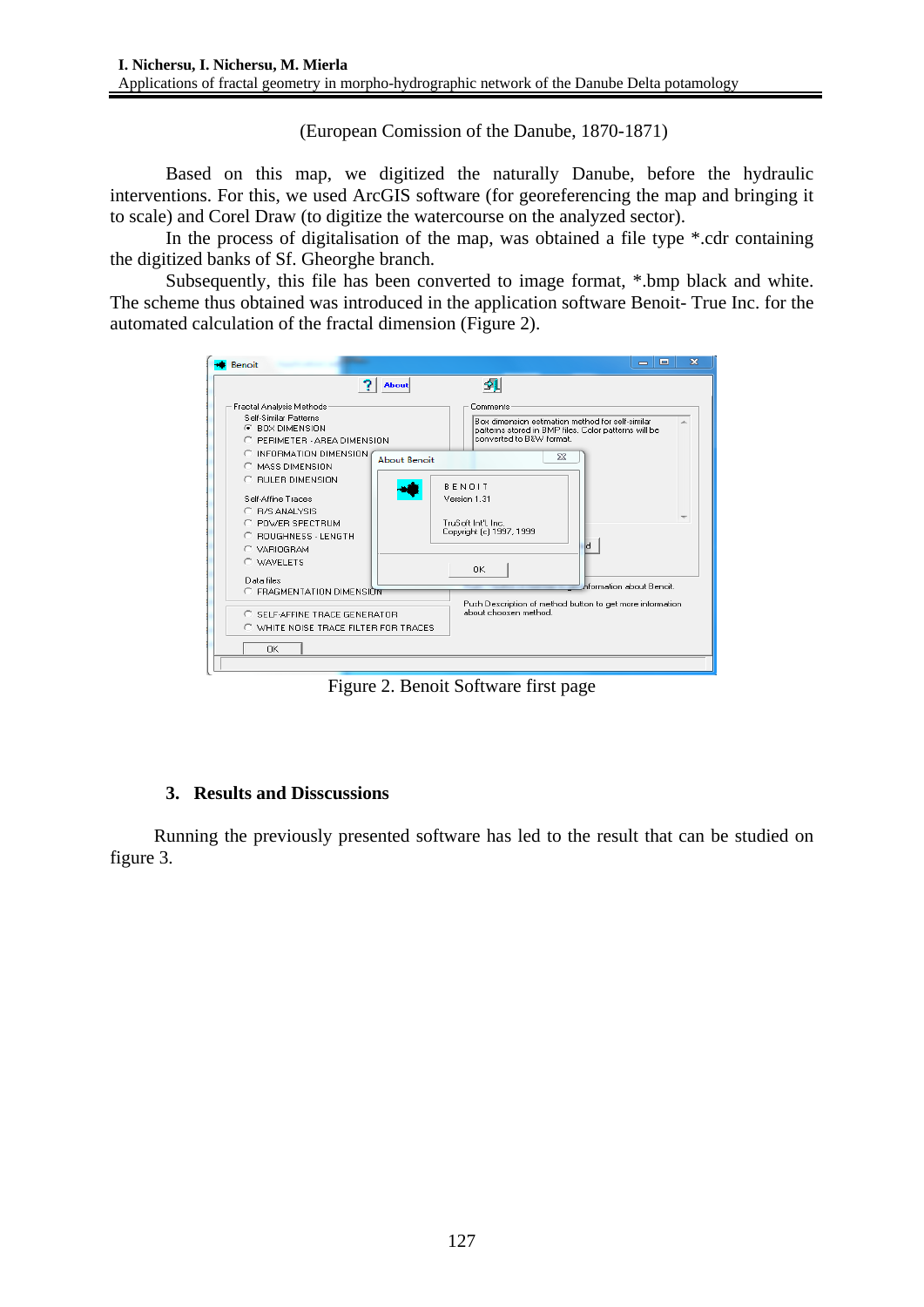(European Comission of the Danube, 1870-1871)

Based on this map, we digitized the naturally Danube, before the hydraulic interventions. For this, we used ArcGIS software (for georeferencing the map and bringing it to scale) and Corel Draw (to digitize the watercourse on the analyzed sector).

In the process of digitalisation of the map, was obtained a file type *.cdr containing the digitized banks of Sf. Gheorghe branch.

Subsequently, this file has been converted to image format, *.bmp black and white. The scheme thus obtained was introduced in the application software Benoit- True Inc. for the automated calculation of the fractal dimension (Figure 2).

Figure 2. Benoit Software first page

## 3. Results and Disscussions

Running the previously presented software has led to the result that can be studied on figure 3.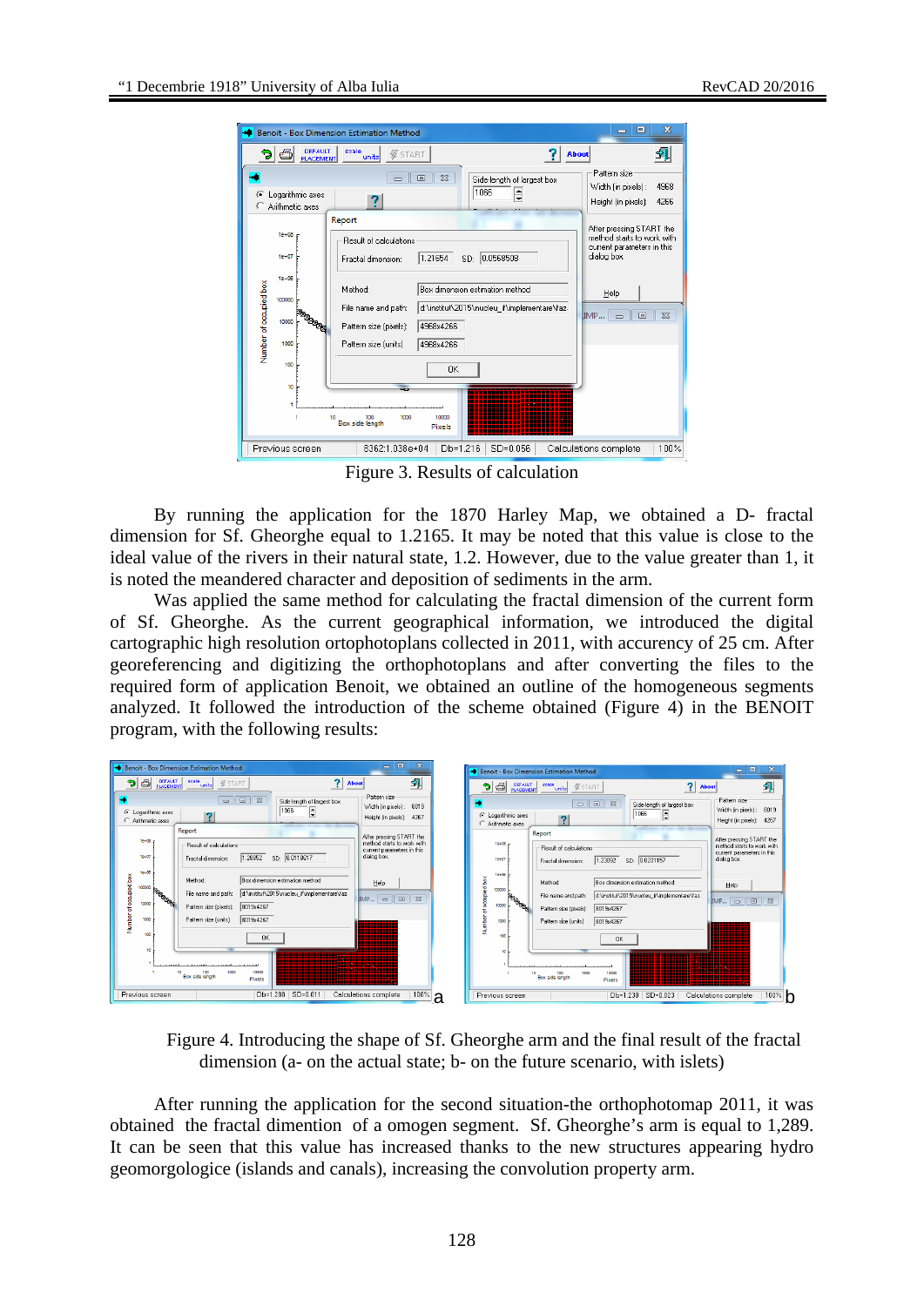Figure 3. Results of calculation

By running the application for the 1870 Harley Map, we obtained a D- fractal dimension for Sf. Gheorghe equal to 1.2165. It may be noted that this value is close to the ideal value of the rivers in their natural state, 1.2. However, due to the value greater than 1, it is noted the meandered character and deposition of sediments in the arm.

Was applied the same method for calculating the fractal dimension of the current form of Sf. Gheorghe. As the current geographical information, we introduced the digital cartographic high resolution ortophotoplans collected in 2011, with accurency of 25 cm. After georeferencing and digitizing the orthophotoplans and after converting the files to the required form of application Benoit, we obtained an outline of the homogeneous segments analyzed. It followed the introduction of the scheme obtained (Figure 4) in the BENOIT program, with the following results:

Figure 4. Introducing the shape of Sf. Gheorghe arm and the final result of the fractal dimension (a- on the actual state; b- on the future scenario, with islets)

After running the application for the second situation-the orthophotomap 2011, it was obtained the fractal dimention of a omogen segment. Sf. Gheorghe's arm is equal to 1,289. It can be seen that this value has increased thanks to the new structures appearing hydro geomorgologice (islands and canals), increasing the convolution property arm.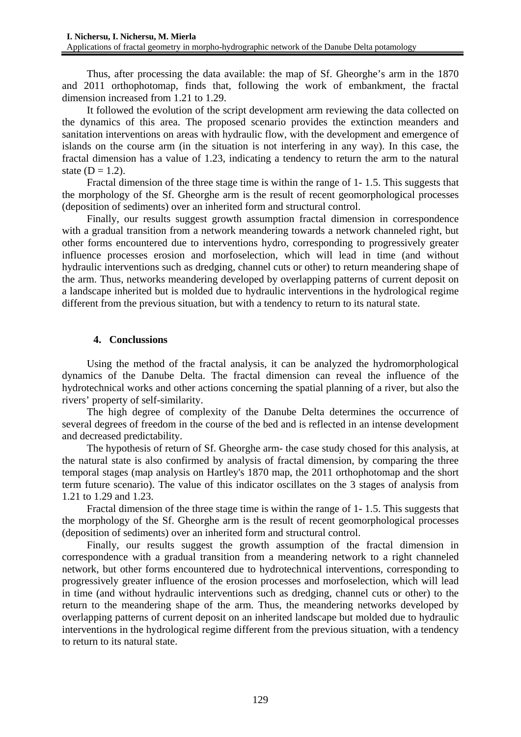Thus, after processing the data available: the map of Sf. Gheorghe's arm in the 1870 and 2011 orthophotomap, finds that, following the work of embankment, the fractal dimension increased from 1.21 to 1.29.

It followed the evolution of the script development arm reviewing the data collected on the dynamics of this area. The proposed scenario provides the extinction meanders and sanitation interventions on areas with hydraulic flow, with the development and emergence of islands on the course arm (in the situation is not interfering in any way). In this case, the fractal dimension has a value of 1.23, indicating a tendency to return the arm to the natural state ($D = 1.2$).

Fractal dimension of the three stage time is within the range of 1- 1.5. This suggests that the morphology of the Sf. Gheorghe arm is the result of recent geomorphological processes (deposition of sediments) over an inherited form and structural control.

Finally, our results suggest growth assumption fractal dimension in correspondence with a gradual transition from a network meandering towards a network channeled right, but other forms encountered due to interventions hydro, corresponding to progressively greater influence processes erosion and morfoselection, which will lead in time (and without hydraulic interventions such as dredging, channel cuts or other) to return meandering shape of the arm. Thus, networks meandering developed by overlapping patterns of current deposit on a landscape inherited but is molded due to hydraulic interventions in the hydrological regime different from the previous situation, but with a tendency to return to its natural state.

## 4. Conclussions

Using the method of the fractal analysis, it can be analyzed the hydromorphological dynamics of the Danube Delta. The fractal dimension can reveal the influence of the hydrotechnical works and other actions concerning the spatial planning of a river, but also the rivers' property of self-similarity.

The high degree of complexity of the Danube Delta determines the occurrence of several degrees of freedom in the course of the bed and is reflected in an intense development and decreased predictability.

The hypothesis of return of Sf. Gheorghe arm- the case study chosed for this analysis, at the natural state is also confirmed by analysis of fractal dimension, by comparing the three temporal stages (map analysis on Hartley's 1870 map, the 2011 orthophotomap and the short term future scenario). The value of this indicator oscillates on the 3 stages of analysis from 1.21 to 1.29 and 1.23.

Fractal dimension of the three stage time is within the range of 1- 1.5. This suggests that the morphology of the Sf. Gheorghe arm is the result of recent geomorphological processes (deposition of sediments) over an inherited form and structural control.

Finally, our results suggest the growth assumption of the fractal dimension in correspondence with a gradual transition from a meandering network to a right channeled network, but other forms encountered due to hydrotechnical interventions, corresponding to progressively greater influence of the erosion processes and morfoselection, which will lead in time (and without hydraulic interventions such as dredging, channel cuts or other) to the return to the meandering shape of the arm. Thus, the meandering networks developed by overlapping patterns of current deposit on an inherited landscape but molded due to hydraulic interventions in the hydrological regime different from the previous situation, with a tendency to return to its natural state.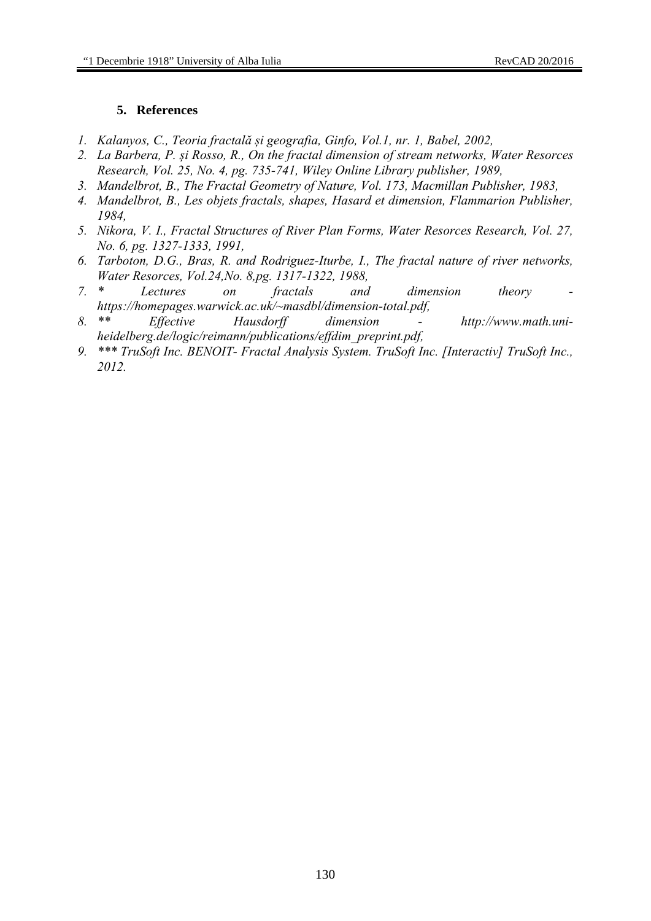## 5. References

1. *Kalanyos, C., Teoria fractală și geografia, Ginfo, Vol.1, nr. 1, Babel, 2002,*
2. *La Barbera, P. și Rosso, R., On the fractal dimension of stream networks, Water Resorces Research, Vol. 25, No. 4, pg. 735-741, Wiley Online Library publisher, 1989,*
3. *Mandelbrot, B., The Fractal Geometry of Nature, Vol. 173, Macmillan Publisher, 1983,*
4. *Mandelbrot, B., Les objets fractals, shapes, Hasard et dimension, Flammarion Publisher, 1984,*
5. *Nikora, V. I., Fractal Structures of River Plan Forms, Water Resorces Research, Vol. 27, No. 6, pg. 1327-1333, 1991,*
6. *Tarboton, D.G., Bras, R. and Rodriguez-Iturbe, I., The fractal nature of river networks, Water Resorces, Vol.24,No. 8,pg. 1317-1322, 1988,*
7. *\* Lectures on fractals and dimension theory - https://homepages.warwick.ac.uk/~masdbl/dimension-total.pdf,*
8. *\*\* Effective Hausdorff dimension - http://www.math.uni-heidelberg.de/logic/reimann/publications/effdim_preprint.pdf,*
9. *\*\*\* TruSoft Inc. BENOIT- Fractal Analysis System. TruSoft Inc. [Interactiv] TruSoft Inc., 2012.*